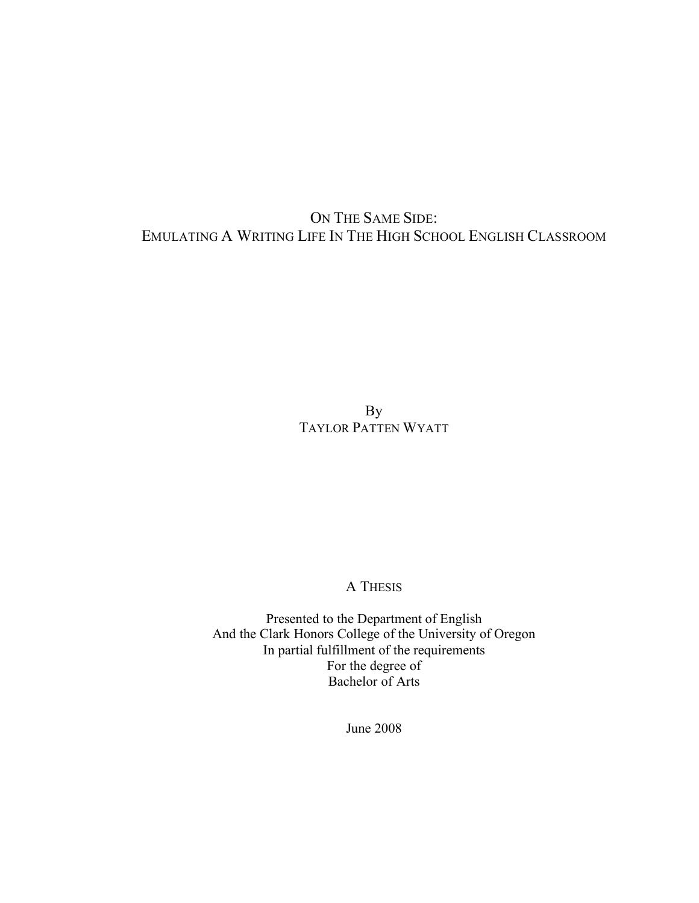# On The Same Side:
## Emulating A Writing Life In The High School English Classroom

By
Taylor Patten Wyatt

A Thesis

Presented to the Department of English
And the Clark Honors College of the University of Oregon
In partial fulfillment of the requirements
For the degree of
Bachelor of Arts

June 2008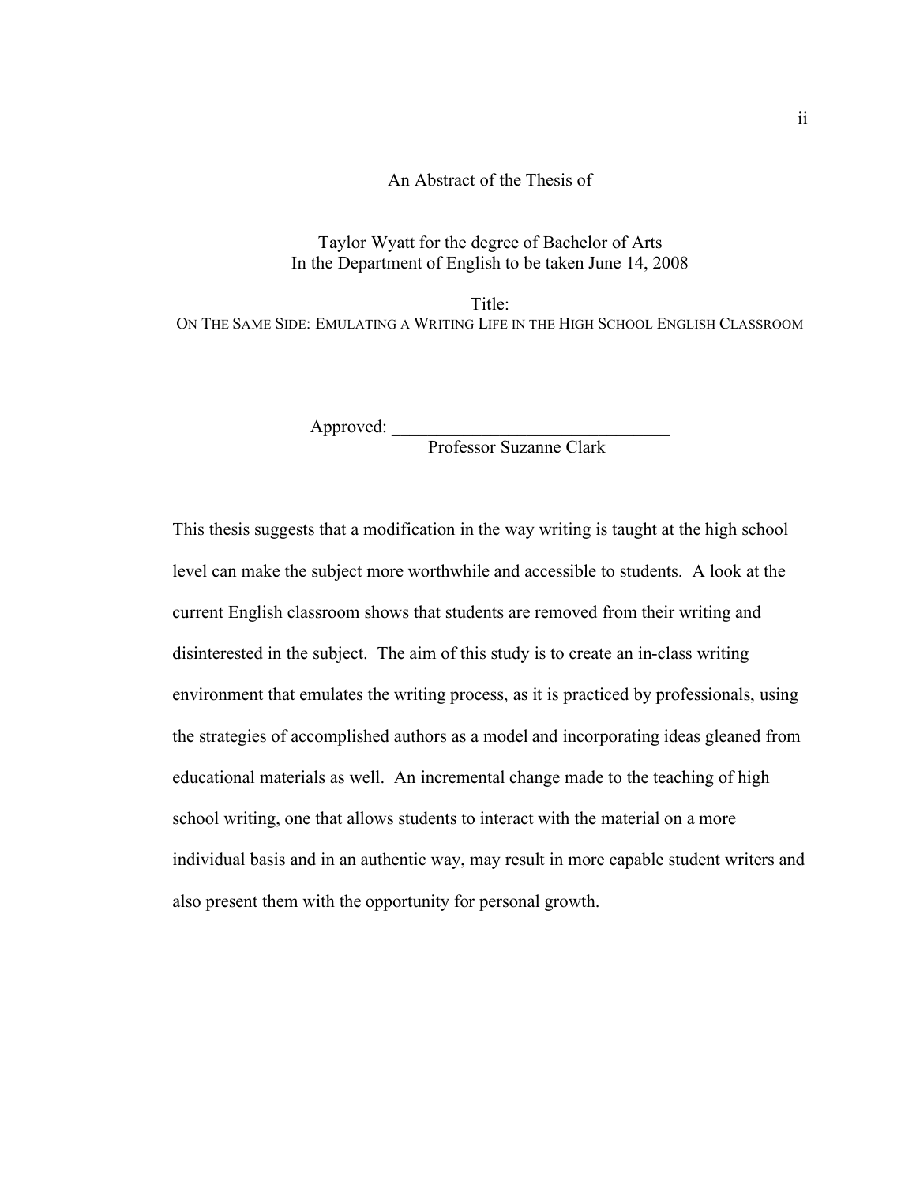An Abstract of the Thesis of

Taylor Wyatt for the degree of Bachelor of Arts
In the Department of English to be taken June 14, 2008

Title:
ON THE SAME SIDE: EMULATING A WRITING LIFE IN THE HIGH SCHOOL ENGLISH CLASSROOM

Approved: _______________________________
Professor Suzanne Clark

This thesis suggests that a modification in the way writing is taught at the high school level can make the subject more worthwhile and accessible to students. A look at the current English classroom shows that students are removed from their writing and disinterested in the subject. The aim of this study is to create an in-class writing environment that emulates the writing process, as it is practiced by professionals, using the strategies of accomplished authors as a model and incorporating ideas gleaned from educational materials as well. An incremental change made to the teaching of high school writing, one that allows students to interact with the material on a more individual basis and in an authentic way, may result in more capable student writers and also present them with the opportunity for personal growth.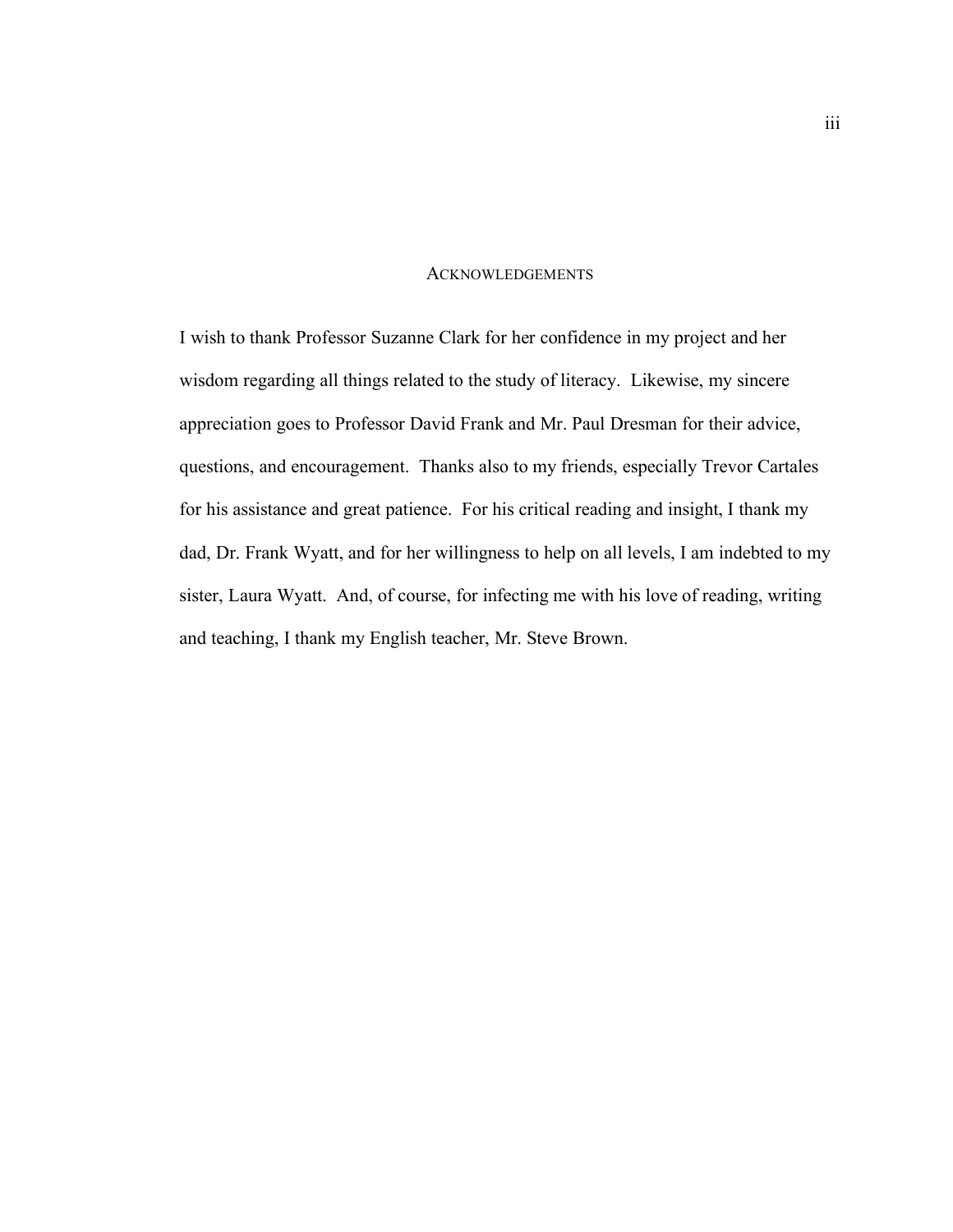## Acknowledgements

I wish to thank Professor Suzanne Clark for her confidence in my project and her wisdom regarding all things related to the study of literacy.  Likewise, my sincere appreciation goes to Professor David Frank and Mr. Paul Dresman for their advice, questions, and encouragement.  Thanks also to my friends, especially Trevor Cartales for his assistance and great patience.  For his critical reading and insight, I thank my dad, Dr. Frank Wyatt, and for her willingness to help on all levels, I am indebted to my sister, Laura Wyatt.  And, of course, for infecting me with his love of reading, writing and teaching, I thank my English teacher, Mr. Steve Brown.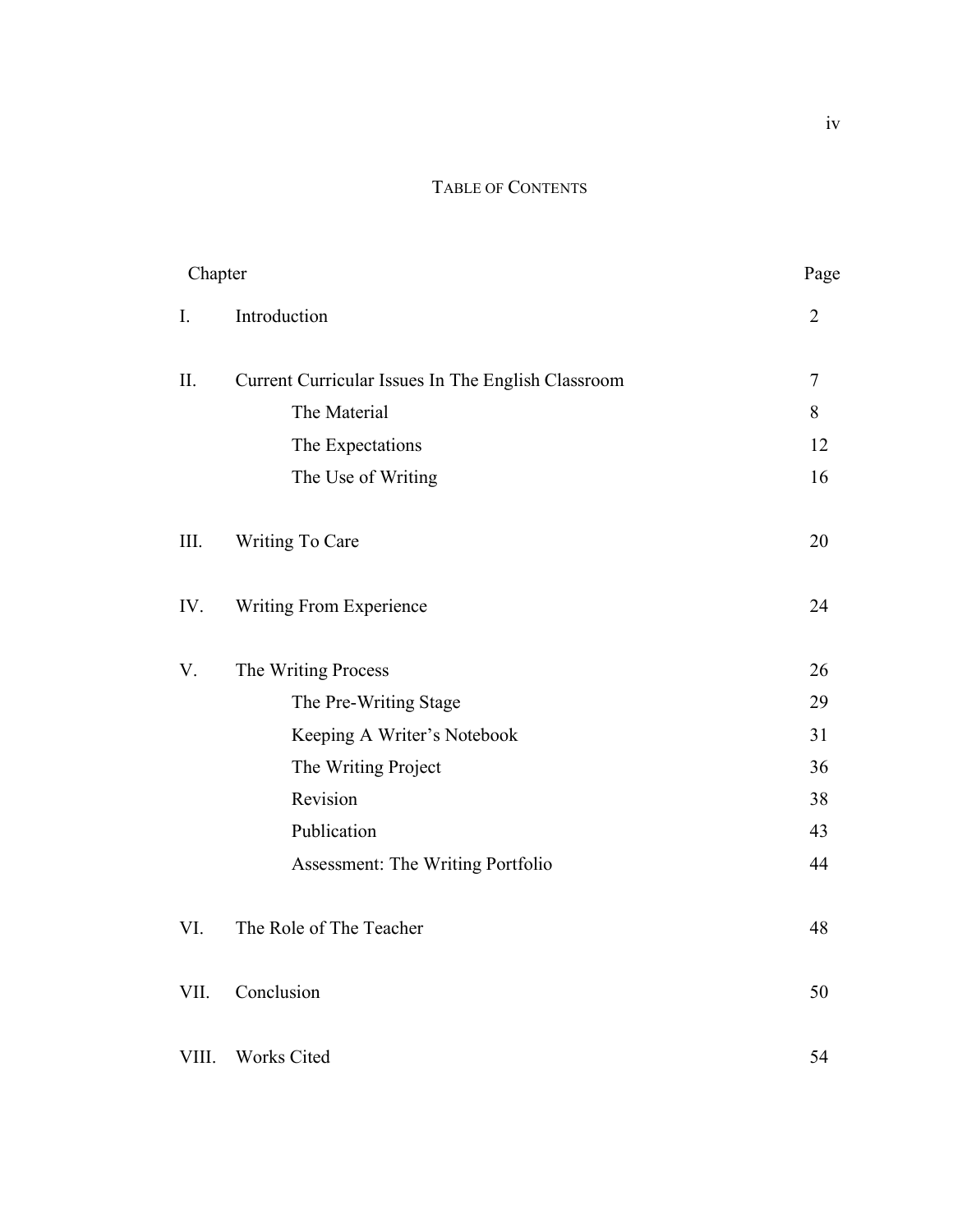# TABLE OF CONTENTS

| Chapter | | Page |
|---|---|---|
| I. | Introduction | 2 |
| II. | Current Curricular Issues In The English Classroom | 7 |
| | The Material | 8 |
| | The Expectations | 12 |
| | The Use of Writing | 16 |
| III. | Writing To Care | 20 |
| IV. | Writing From Experience | 24 |
| V. | The Writing Process | 26 |
| | The Pre-Writing Stage | 29 |
| | Keeping A Writer's Notebook | 31 |
| | The Writing Project | 36 |
| | Revision | 38 |
| | Publication | 43 |
| | Assessment: The Writing Portfolio | 44 |
| VI. | The Role of The Teacher | 48 |
| VII. | Conclusion | 50 |
| VIII. | Works Cited | 54 |